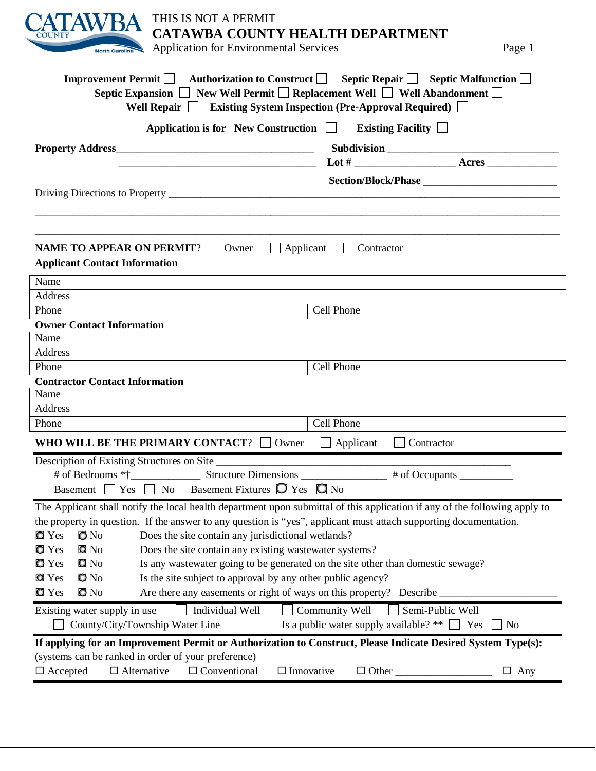THIS IS NOT A PERMIT

# CATAWBA COUNTY HEALTH DEPARTMENT

Application for Environmental Services

**Improvement Permit** ☐ **Authorization to Construct** ☐ **Septic Repair** ☐ **Septic Malfunction** ☐
**Septic Expansion** ☐ **New Well Permit** ☐ **Replacement Well** ☐ **Well Abandonment** ☐
**Well Repair** ☐ **Existing System Inspection (Pre-Approval Required)** ☐

**Application is for New Construction** ☐ **Existing Facility** ☐

**Property Address**_____________________________________ **Subdivision** _______________________________
_____________________________________ **Lot #** __________________ **Acres** _____________
**Section/Block/Phase** ________________________

Driving Directions to Property ___________________________________________________________________
_______________________________________________________________________________________
_______________________________________________________________________________________

**NAME TO APPEAR ON PERMIT**? ☐ Owner ☐ Applicant ☐ Contractor

**Applicant Contact Information**

| Name | |
|---|---|
| Address | |
| Phone | Cell Phone |

**Owner Contact Information**

| Name | |
|---|---|
| Address | |
| Phone | Cell Phone |

**Contractor Contact Information**

| Name | |
|---|---|
| Address | |
| Phone | Cell Phone |

**WHO WILL BE THE PRIMARY CONTACT**? ☐ Owner ☐ Applicant ☐ Contractor

Description of Existing Structures on Site ___________________________________________________
# of Bedrooms *†_____________ Structure Dimensions ________________ # of Occupants __________
Basement ☐ Yes ☐ No Basement Fixtures ☐ Yes ☐ No

The Applicant shall notify the local health department upon submittal of this application if any of the following apply to the property in question. If the answer to any question is "yes", applicant must attach supporting documentation.

☐ Yes ☐ No Does the site contain any jurisdictional wetlands?
☐ Yes ☐ No Does the site contain any existing wastewater systems?
☐ Yes ☐ No Is any wastewater going to be generated on the site other than domestic sewage?
☐ Yes ☐ No Is the site subject to approval by any other public agency?
☐ Yes ☐ No Are there any easements or right of ways on this property? Describe ____________________

Existing water supply in use ☐ Individual Well ☐ Community Well ☐ Semi-Public Well
☐ County/City/Township Water Line Is a public water supply available? ** ☐ Yes ☐ No

**If applying for an Improvement Permit or Authorization to Construct, Please Indicate Desired System Type(s):**
(systems can be ranked in order of your preference)
☐ Accepted ☐ Alternative ☐ Conventional ☐ Innovative ☐ Other __________________ ☐ Any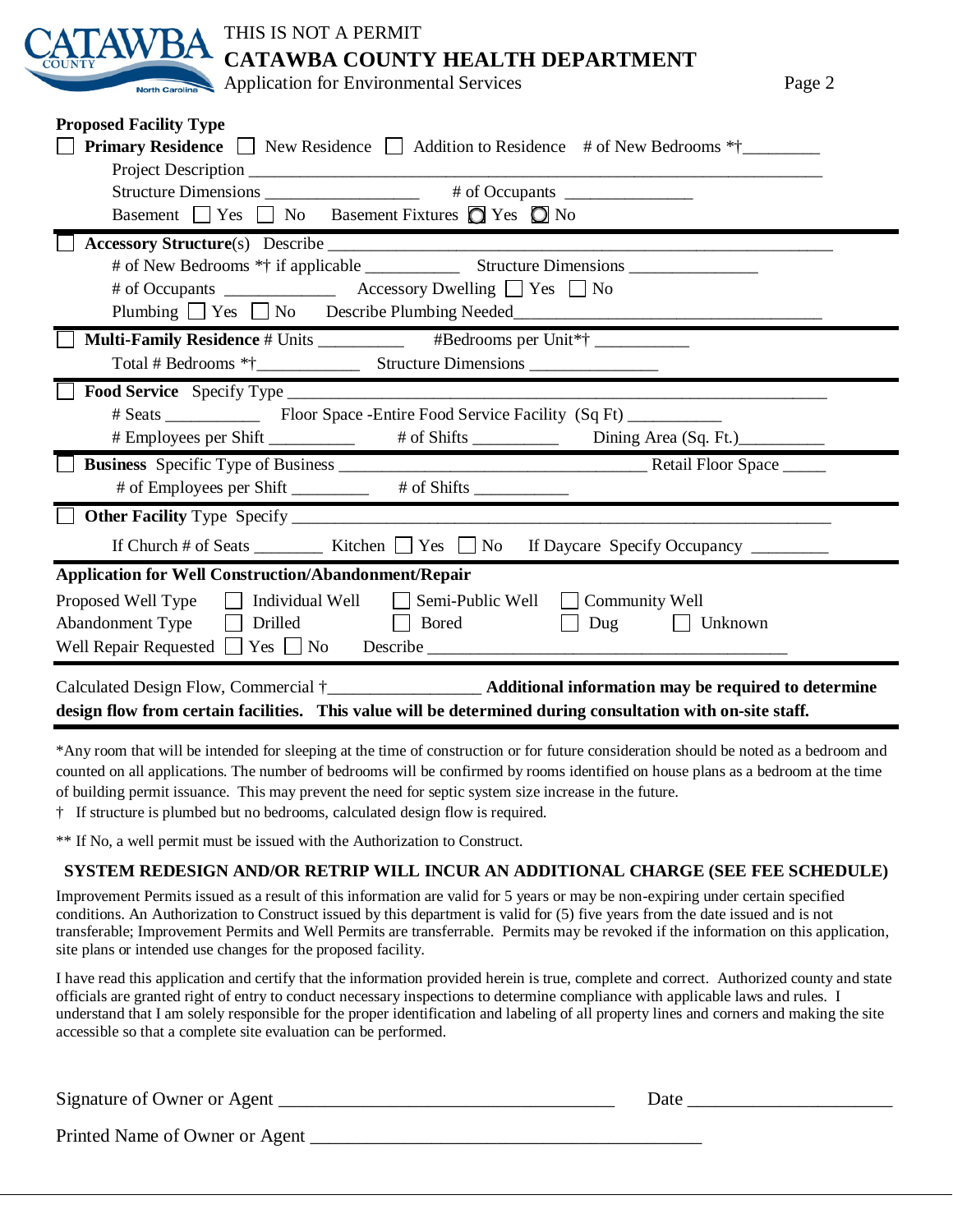THIS IS NOT A PERMIT

**CATAWBA COUNTY HEALTH DEPARTMENT**

Application for Environmental Services

**Proposed Facility Type**

☐ **Primary Residence** ☐ New Residence ☐ Addition to Residence # of New Bedrooms *†_________

Project Description ______________________________________________________________________

Structure Dimensions __________________ # of Occupants _______________

Basement ☐ Yes ☐ No Basement Fixtures ○ Yes ○ No

☐ **Accessory Structure**(s) Describe ______________________________________________________________

# of New Bedrooms *† if applicable ___________ Structure Dimensions _______________

# of Occupants _____________ Accessory Dwelling ☐ Yes ☐ No

Plumbing ☐ Yes ☐ No Describe Plumbing Needed____________________________________

☐ **Multi-Family Residence** # Units __________ #Bedrooms per Unit*† ___________

Total # Bedrooms *†____________ Structure Dimensions _______________

☐ **Food Service** Specify Type ____________________________________________________________

# Seats ___________ Floor Space -Entire Food Service Facility (Sq Ft) ___________

# Employees per Shift __________ # of Shifts __________ Dining Area (Sq. Ft.)__________

☐ **Business** Specific Type of Business ______________________________________ Retail Floor Space _____

# of Employees per Shift _________ # of Shifts ___________

☐ **Other Facility** Type Specify __________________________________________________________________

If Church # of Seats ________ Kitchen ☐ Yes ☐ No If Daycare Specify Occupancy _________

**Application for Well Construction/Abandonment/Repair**

Proposed Well Type ☐ Individual Well ☐ Semi-Public Well ☐ Community Well

Abandonment Type ☐ Drilled ☐ Bored ☐ Dug ☐ Unknown

Well Repair Requested ☐ Yes ☐ No Describe ____________________________________________

Calculated Design Flow, Commercial †_________________ **Additional information may be required to determine design flow from certain facilities. This value will be determined during consultation with on-site staff.**

*Any room that will be intended for sleeping at the time of construction or for future consideration should be noted as a bedroom and counted on all applications. The number of bedrooms will be confirmed by rooms identified on house plans as a bedroom at the time of building permit issuance. This may prevent the need for septic system size increase in the future.

† If structure is plumbed but no bedrooms, calculated design flow is required.

** If No, a well permit must be issued with the Authorization to Construct.

**SYSTEM REDESIGN AND/OR RETRIP WILL INCUR AN ADDITIONAL CHARGE (SEE FEE SCHEDULE)**

Improvement Permits issued as a result of this information are valid for 5 years or may be non-expiring under certain specified conditions. An Authorization to Construct issued by this department is valid for (5) five years from the date issued and is not transferable; Improvement Permits and Well Permits are transferrable. Permits may be revoked if the information on this application, site plans or intended use changes for the proposed facility.

I have read this application and certify that the information provided herein is true, complete and correct. Authorized county and state officials are granted right of entry to conduct necessary inspections to determine compliance with applicable laws and rules. I understand that I am solely responsible for the proper identification and labeling of all property lines and corners and making the site accessible so that a complete site evaluation can be performed.

Signature of Owner or Agent ____________________________________ Date ______________________

Printed Name of Owner or Agent __________________________________________